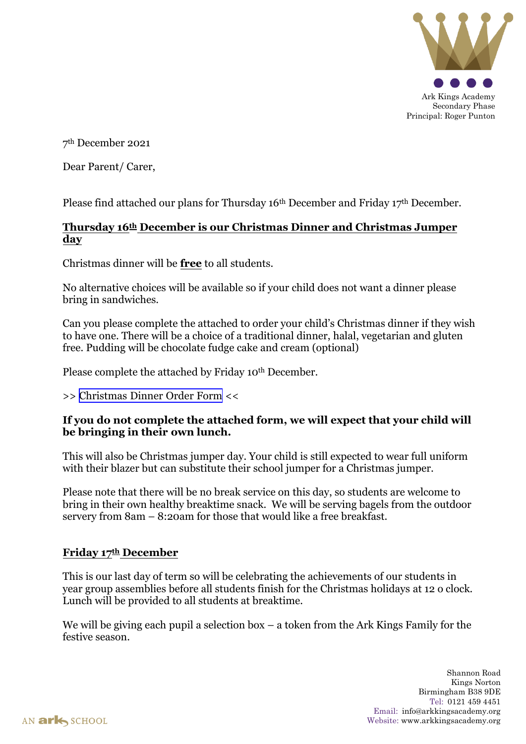Ark Kings Academy
Secondary Phase
Principal: Roger Punton

7th December 2021

Dear Parent/ Carer,

Please find attached our plans for Thursday 16th December and Friday 17th December.

**Thursday 16th December is our Christmas Dinner and Christmas Jumper day**

Christmas dinner will be **free** to all students.

No alternative choices will be available so if your child does not want a dinner please bring in sandwiches.

Can you please complete the attached to order your child's Christmas dinner if they wish to have one. There will be a choice of a traditional dinner, halal, vegetarian and gluten free. Pudding will be chocolate fudge cake and cream (optional)

Please complete the attached by Friday 10th December.

>> Christmas Dinner Order Form <<

**If you do not complete the attached form, we will expect that your child will be bringing in their own lunch.**

This will also be Christmas jumper day. Your child is still expected to wear full uniform with their blazer but can substitute their school jumper for a Christmas jumper.

Please note that there will be no break service on this day, so students are welcome to bring in their own healthy breaktime snack. We will be serving bagels from the outdoor servery from 8am – 8:20am for those that would like a free breakfast.

**Friday 17th December**

This is our last day of term so will be celebrating the achievements of our students in year group assemblies before all students finish for the Christmas holidays at 12 o clock. Lunch will be provided to all students at breaktime.

We will be giving each pupil a selection box – a token from the Ark Kings Family for the festive season.

Shannon Road
Kings Norton
Birmingham B38 9DE
Tel: 0121 459 4451
Email: info@arkkingsacademy.org
Website: www.arkkingsacademy.org

AN ark SCHOOL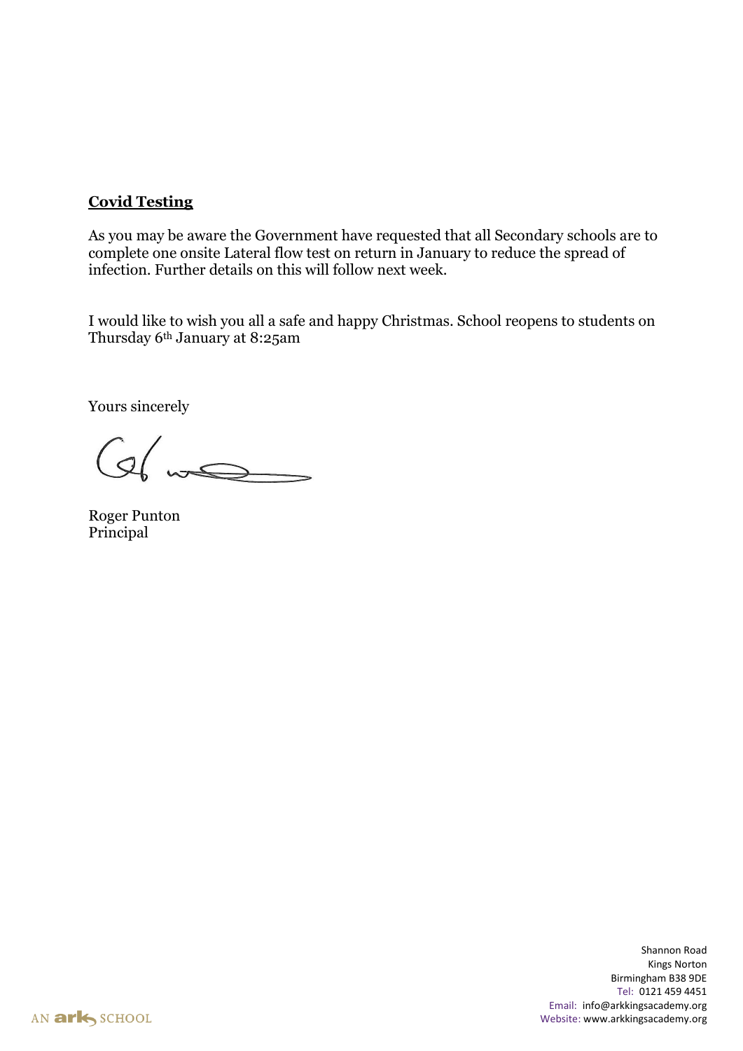**Covid Testing**

As you may be aware the Government have requested that all Secondary schools are to complete one onsite Lateral flow test on return in January to reduce the spread of infection. Further details on this will follow next week.

I would like to wish you all a safe and happy Christmas. School reopens to students on Thursday 6th January at 8:25am

Yours sincerely

Roger Punton
Principal

Shannon Road
Kings Norton
Birmingham B38 9DE
Tel: 0121 459 4451
Email: info@arkkingsacademy.org
Website: www.arkkingsacademy.org

AN ark SCHOOL